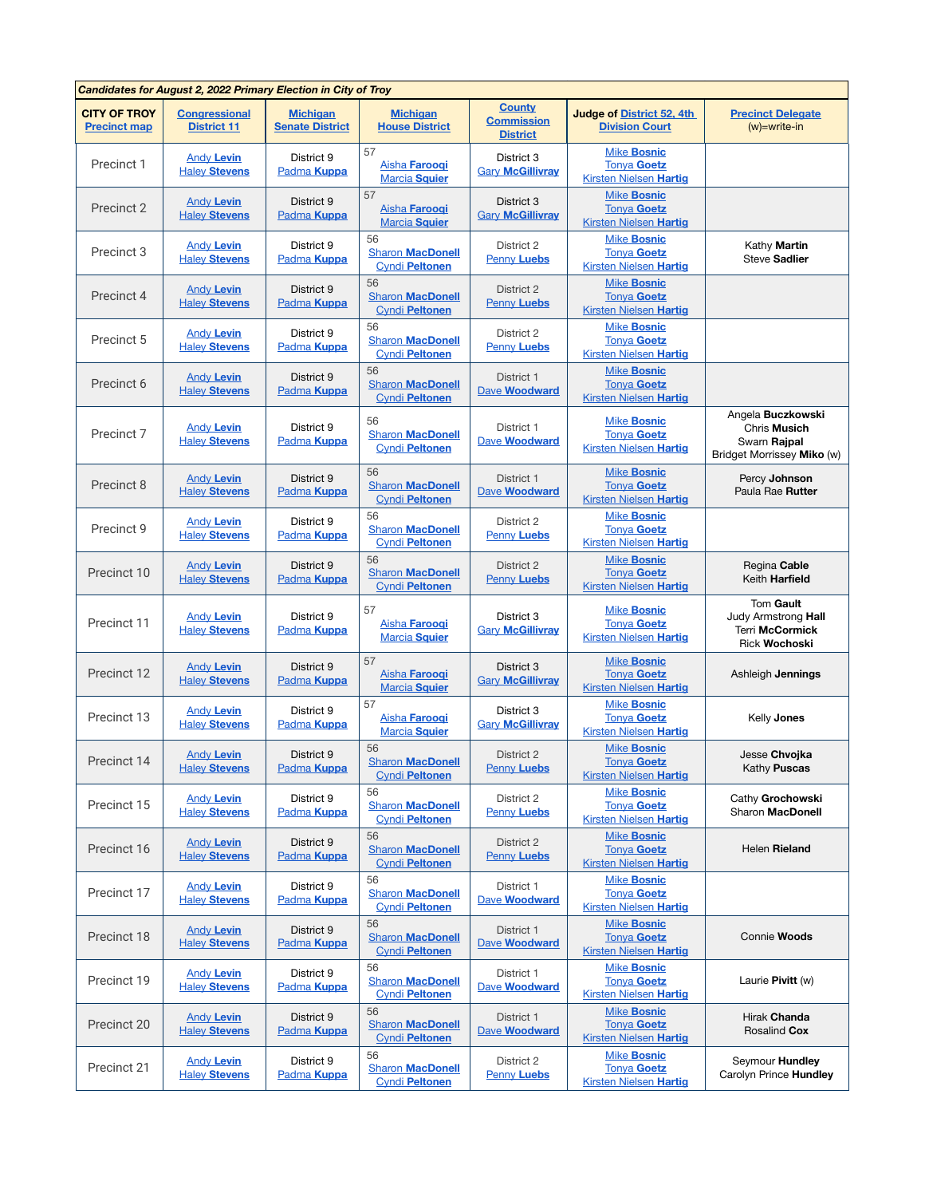| *Candidates for August 2, 2022 Primary Election in City of Troy* | | | | | | |
|---|---|---|---|---|---|---|
| **CITY OF TROY** Precinct map | Congressional District 11 | Michigan Senate District | Michigan House District | County Commission District | Judge of District 52, 4th Division Court | Precinct Delegate (w)=write-in |
| Precinct 1 | Andy **Levin**<br>Haley **Stevens** | District 9<br>Padma **Kuppa** | 57<br>Aisha **Farooqi**<br>Marcia **Squier** | District 3<br>Gary **McGillivray** | Mike **Bosnic**<br>Tonya **Goetz**<br>Kirsten Nielsen **Hartig** | |
| Precinct 2 | Andy **Levin**<br>Haley **Stevens** | District 9<br>Padma **Kuppa** | 57<br>Aisha **Farooqi**<br>Marcia **Squier** | District 3<br>Gary **McGillivray** | Mike **Bosnic**<br>Tonya **Goetz**<br>Kirsten Nielsen **Hartig** | |
| Precinct 3 | Andy **Levin**<br>Haley **Stevens** | District 9<br>Padma **Kuppa** | 56<br>Sharon **MacDonell**<br>Cyndi **Peltonen** | District 2<br>Penny **Luebs** | Mike **Bosnic**<br>Tonya **Goetz**<br>Kirsten Nielsen **Hartig** | Kathy **Martin**<br>Steve **Sadlier** |
| Precinct 4 | Andy **Levin**<br>Haley **Stevens** | District 9<br>Padma **Kuppa** | 56<br>Sharon **MacDonell**<br>Cyndi **Peltonen** | District 2<br>Penny **Luebs** | Mike **Bosnic**<br>Tonya **Goetz**<br>Kirsten Nielsen **Hartig** | |
| Precinct 5 | Andy **Levin**<br>Haley **Stevens** | District 9<br>Padma **Kuppa** | 56<br>Sharon **MacDonell**<br>Cyndi **Peltonen** | District 2<br>Penny **Luebs** | Mike **Bosnic**<br>Tonya **Goetz**<br>Kirsten Nielsen **Hartig** | |
| Precinct 6 | Andy **Levin**<br>Haley **Stevens** | District 9<br>Padma **Kuppa** | 56<br>Sharon **MacDonell**<br>Cyndi **Peltonen** | District 1<br>Dave **Woodward** | Mike **Bosnic**<br>Tonya **Goetz**<br>Kirsten Nielsen **Hartig** | |
| Precinct 7 | Andy **Levin**<br>Haley **Stevens** | District 9<br>Padma **Kuppa** | 56<br>Sharon **MacDonell**<br>Cyndi **Peltonen** | District 1<br>Dave **Woodward** | Mike **Bosnic**<br>Tonya **Goetz**<br>Kirsten Nielsen **Hartig** | Angela **Buczkowski**<br>Chris **Musich**<br>Swarn **Rajpal**<br>Bridget Morrissey **Miko** (w) |
| Precinct 8 | Andy **Levin**<br>Haley **Stevens** | District 9<br>Padma **Kuppa** | 56<br>Sharon **MacDonell**<br>Cyndi **Peltonen** | District 1<br>Dave **Woodward** | Mike **Bosnic**<br>Tonya **Goetz**<br>Kirsten Nielsen **Hartig** | Percy **Johnson**<br>Paula Rae **Rutter** |
| Precinct 9 | Andy **Levin**<br>Haley **Stevens** | District 9<br>Padma **Kuppa** | 56<br>Sharon **MacDonell**<br>Cyndi **Peltonen** | District 2<br>Penny **Luebs** | Mike **Bosnic**<br>Tonya **Goetz**<br>Kirsten Nielsen **Hartig** | |
| Precinct 10 | Andy **Levin**<br>Haley **Stevens** | District 9<br>Padma **Kuppa** | 56<br>Sharon **MacDonell**<br>Cyndi **Peltonen** | District 2<br>Penny **Luebs** | Mike **Bosnic**<br>Tonya **Goetz**<br>Kirsten Nielsen **Hartig** | Regina **Cable**<br>Keith **Harfield** |
| Precinct 11 | Andy **Levin**<br>Haley **Stevens** | District 9<br>Padma **Kuppa** | 57<br>Aisha **Farooqi**<br>Marcia **Squier** | District 3<br>Gary **McGillivray** | Mike **Bosnic**<br>Tonya **Goetz**<br>Kirsten Nielsen **Hartig** | Tom **Gault**<br>Judy Armstrong **Hall**<br>Terri **McCormick**<br>Rick **Wochoski** |
| Precinct 12 | Andy **Levin**<br>Haley **Stevens** | District 9<br>Padma **Kuppa** | 57<br>Aisha **Farooqi**<br>Marcia **Squier** | District 3<br>Gary **McGillivray** | Mike **Bosnic**<br>Tonya **Goetz**<br>Kirsten Nielsen **Hartig** | Ashleigh **Jennings** |
| Precinct 13 | Andy **Levin**<br>Haley **Stevens** | District 9<br>Padma **Kuppa** | 57<br>Aisha **Farooqi**<br>Marcia **Squier** | District 3<br>Gary **McGillivray** | Mike **Bosnic**<br>Tonya **Goetz**<br>Kirsten Nielsen **Hartig** | Kelly **Jones** |
| Precinct 14 | Andy **Levin**<br>Haley **Stevens** | District 9<br>Padma **Kuppa** | 56<br>Sharon **MacDonell**<br>Cyndi **Peltonen** | District 2<br>Penny **Luebs** | Mike **Bosnic**<br>Tonya **Goetz**<br>Kirsten Nielsen **Hartig** | Jesse **Chvojka**<br>Kathy **Puscas** |
| Precinct 15 | Andy **Levin**<br>Haley **Stevens** | District 9<br>Padma **Kuppa** | 56<br>Sharon **MacDonell**<br>Cyndi **Peltonen** | District 2<br>Penny **Luebs** | Mike **Bosnic**<br>Tonya **Goetz**<br>Kirsten Nielsen **Hartig** | Cathy **Grochowski**<br>Sharon **MacDonell** |
| Precinct 16 | Andy **Levin**<br>Haley **Stevens** | District 9<br>Padma **Kuppa** | 56<br>Sharon **MacDonell**<br>Cyndi **Peltonen** | District 2<br>Penny **Luebs** | Mike **Bosnic**<br>Tonya **Goetz**<br>Kirsten Nielsen **Hartig** | Helen **Rieland** |
| Precinct 17 | Andy **Levin**<br>Haley **Stevens** | District 9<br>Padma **Kuppa** | 56<br>Sharon **MacDonell**<br>Cyndi **Peltonen** | District 1<br>Dave **Woodward** | Mike **Bosnic**<br>Tonya **Goetz**<br>Kirsten Nielsen **Hartig** | |
| Precinct 18 | Andy **Levin**<br>Haley **Stevens** | District 9<br>Padma **Kuppa** | 56<br>Sharon **MacDonell**<br>Cyndi **Peltonen** | District 1<br>Dave **Woodward** | Mike **Bosnic**<br>Tonya **Goetz**<br>Kirsten Nielsen **Hartig** | Connie **Woods** |
| Precinct 19 | Andy **Levin**<br>Haley **Stevens** | District 9<br>Padma **Kuppa** | 56<br>Sharon **MacDonell**<br>Cyndi **Peltonen** | District 1<br>Dave **Woodward** | Mike **Bosnic**<br>Tonya **Goetz**<br>Kirsten Nielsen **Hartig** | Laurie **Pivitt** (w) |
| Precinct 20 | Andy **Levin**<br>Haley **Stevens** | District 9<br>Padma **Kuppa** | 56<br>Sharon **MacDonell**<br>Cyndi **Peltonen** | District 1<br>Dave **Woodward** | Mike **Bosnic**<br>Tonya **Goetz**<br>Kirsten Nielsen **Hartig** | Hirak **Chanda**<br>Rosalind **Cox** |
| Precinct 21 | Andy **Levin**<br>Haley **Stevens** | District 9<br>Padma **Kuppa** | 56<br>Sharon **MacDonell**<br>Cyndi **Peltonen** | District 2<br>Penny **Luebs** | Mike **Bosnic**<br>Tonya **Goetz**<br>Kirsten Nielsen **Hartig** | Seymour **Hundley**<br>Carolyn Prince **Hundley** |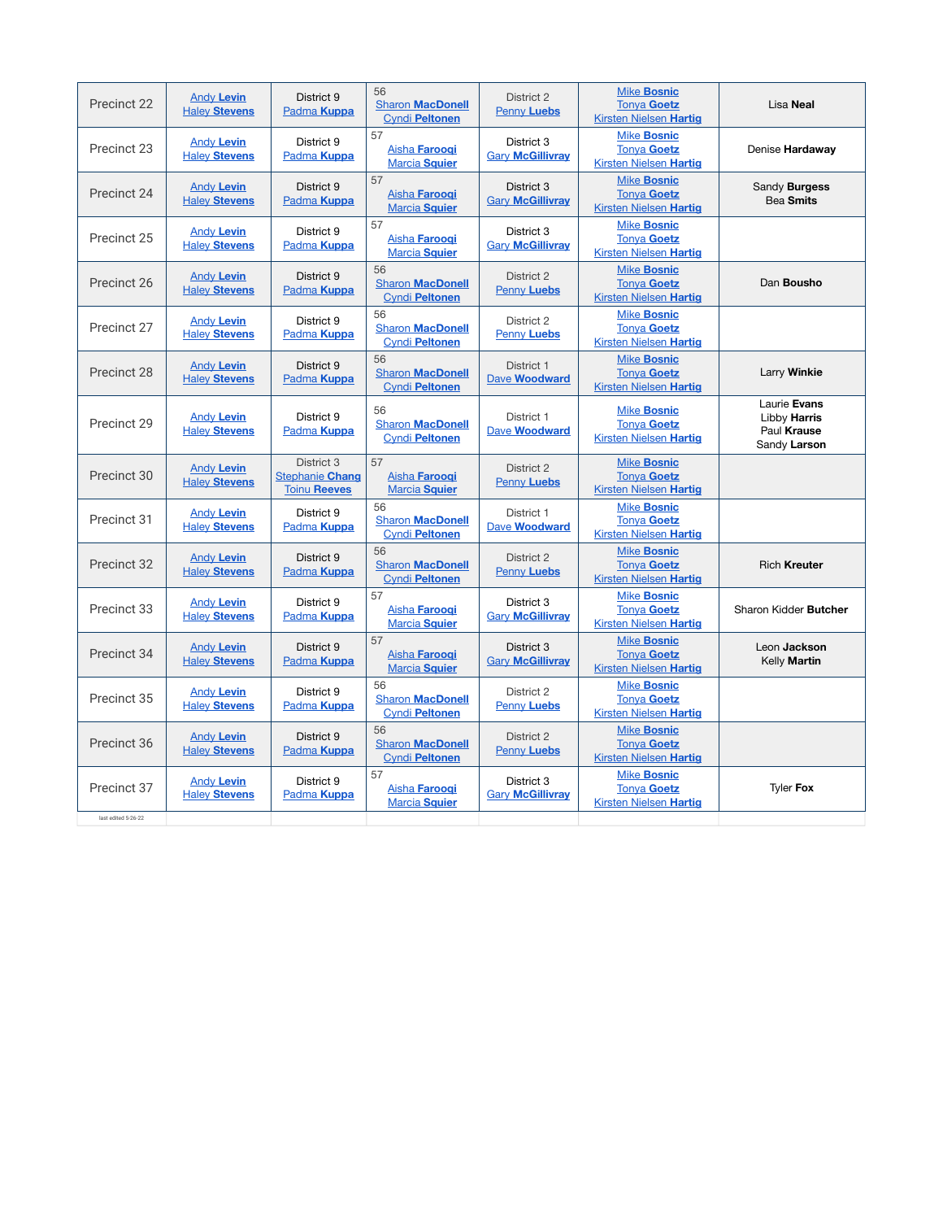| | | | | | | |
|---|---|---|---|---|---|---|
| Precinct 22 | Andy **Levin**<br>Haley **Stevens** | District 9<br>Padma **Kuppa** | 56<br>Sharon **MacDonell**<br>Cyndi **Peltonen** | District 2<br>Penny **Luebs** | Mike **Bosnic**<br>Tonya **Goetz**<br>Kirsten Nielsen **Hartig** | Lisa **Neal** |
| Precinct 23 | Andy **Levin**<br>Haley **Stevens** | District 9<br>Padma **Kuppa** | 57<br>Aisha **Farooqi**<br>Marcia **Squier** | District 3<br>Gary **McGillivray** | Mike **Bosnic**<br>Tonya **Goetz**<br>Kirsten Nielsen **Hartig** | Denise **Hardaway** |
| Precinct 24 | Andy **Levin**<br>Haley **Stevens** | District 9<br>Padma **Kuppa** | 57<br>Aisha **Farooqi**<br>Marcia **Squier** | District 3<br>Gary **McGillivray** | Mike **Bosnic**<br>Tonya **Goetz**<br>Kirsten Nielsen **Hartig** | Sandy **Burgess**<br>Bea **Smits** |
| Precinct 25 | Andy **Levin**<br>Haley **Stevens** | District 9<br>Padma **Kuppa** | 57<br>Aisha **Farooqi**<br>Marcia **Squier** | District 3<br>Gary **McGillivray** | Mike **Bosnic**<br>Tonya **Goetz**<br>Kirsten Nielsen **Hartig** | |
| Precinct 26 | Andy **Levin**<br>Haley **Stevens** | District 9<br>Padma **Kuppa** | 56<br>Sharon **MacDonell**<br>Cyndi **Peltonen** | District 2<br>Penny **Luebs** | Mike **Bosnic**<br>Tonya **Goetz**<br>Kirsten Nielsen **Hartig** | Dan **Bousho** |
| Precinct 27 | Andy **Levin**<br>Haley **Stevens** | District 9<br>Padma **Kuppa** | 56<br>Sharon **MacDonell**<br>Cyndi **Peltonen** | District 2<br>Penny **Luebs** | Mike **Bosnic**<br>Tonya **Goetz**<br>Kirsten Nielsen **Hartig** | |
| Precinct 28 | Andy **Levin**<br>Haley **Stevens** | District 9<br>Padma **Kuppa** | 56<br>Sharon **MacDonell**<br>Cyndi **Peltonen** | District 1<br>Dave **Woodward** | Mike **Bosnic**<br>Tonya **Goetz**<br>Kirsten Nielsen **Hartig** | Larry **Winkie** |
| Precinct 29 | Andy **Levin**<br>Haley **Stevens** | District 9<br>Padma **Kuppa** | 56<br>Sharon **MacDonell**<br>Cyndi **Peltonen** | District 1<br>Dave **Woodward** | Mike **Bosnic**<br>Tonya **Goetz**<br>Kirsten Nielsen **Hartig** | Laurie **Evans**<br>Libby **Harris**<br>Paul **Krause**<br>Sandy **Larson** |
| Precinct 30 | Andy **Levin**<br>Haley **Stevens** | District 3<br>Stephanie **Chang**<br>Toinu **Reeves** | 57<br>Aisha **Farooqi**<br>Marcia **Squier** | District 2<br>Penny **Luebs** | Mike **Bosnic**<br>Tonya **Goetz**<br>Kirsten Nielsen **Hartig** | |
| Precinct 31 | Andy **Levin**<br>Haley **Stevens** | District 9<br>Padma **Kuppa** | 56<br>Sharon **MacDonell**<br>Cyndi **Peltonen** | District 1<br>Dave **Woodward** | Mike **Bosnic**<br>Tonya **Goetz**<br>Kirsten Nielsen **Hartig** | |
| Precinct 32 | Andy **Levin**<br>Haley **Stevens** | District 9<br>Padma **Kuppa** | 56<br>Sharon **MacDonell**<br>Cyndi **Peltonen** | District 2<br>Penny **Luebs** | Mike **Bosnic**<br>Tonya **Goetz**<br>Kirsten Nielsen **Hartig** | Rich **Kreuter** |
| Precinct 33 | Andy **Levin**<br>Haley **Stevens** | District 9<br>Padma **Kuppa** | 57<br>Aisha **Farooqi**<br>Marcia **Squier** | District 3<br>Gary **McGillivray** | Mike **Bosnic**<br>Tonya **Goetz**<br>Kirsten Nielsen **Hartig** | Sharon Kidder **Butcher** |
| Precinct 34 | Andy **Levin**<br>Haley **Stevens** | District 9<br>Padma **Kuppa** | 57<br>Aisha **Farooqi**<br>Marcia **Squier** | District 3<br>Gary **McGillivray** | Mike **Bosnic**<br>Tonya **Goetz**<br>Kirsten Nielsen **Hartig** | Leon **Jackson**<br>Kelly **Martin** |
| Precinct 35 | Andy **Levin**<br>Haley **Stevens** | District 9<br>Padma **Kuppa** | 56<br>Sharon **MacDonell**<br>Cyndi **Peltonen** | District 2<br>Penny **Luebs** | Mike **Bosnic**<br>Tonya **Goetz**<br>Kirsten Nielsen **Hartig** | |
| Precinct 36 | Andy **Levin**<br>Haley **Stevens** | District 9<br>Padma **Kuppa** | 56<br>Sharon **MacDonell**<br>Cyndi **Peltonen** | District 2<br>Penny **Luebs** | Mike **Bosnic**<br>Tonya **Goetz**<br>Kirsten Nielsen **Hartig** | |
| Precinct 37 | Andy **Levin**<br>Haley **Stevens** | District 9<br>Padma **Kuppa** | 57<br>Aisha **Farooqi**<br>Marcia **Squier** | District 3<br>Gary **McGillivray** | Mike **Bosnic**<br>Tonya **Goetz**<br>Kirsten Nielsen **Hartig** | Tyler **Fox** |
| last edited 5-26-22 | | | | | | |